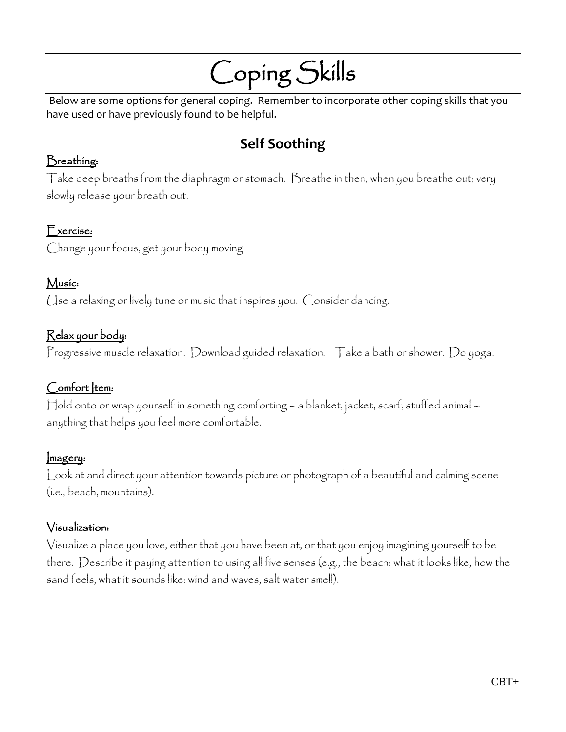# Coping Skills

Below are some options for general coping. Remember to incorporate other coping skills that you have used or have previously found to be helpful.

## Self Soothing

**Breathing:**

Take deep breaths from the diaphragm or stomach. Breathe in then, when you breathe out; very slowly release your breath out.

**Exercise:**

Change your focus, get your body moving

**Music:**

Use a relaxing or lively tune or music that inspires you. Consider dancing.

**Relax your body:**

Progressive muscle relaxation. Download guided relaxation. Take a bath or shower. Do yoga.

**Comfort Item:**

Hold onto or wrap yourself in something comforting – a blanket, jacket, scarf, stuffed animal – anything that helps you feel more comfortable.

**Imagery:**

Look at and direct your attention towards picture or photograph of a beautiful and calming scene (i.e., beach, mountains).

**Visualization:**

Visualize a place you love, either that you have been at, or that you enjoy imagining yourself to be there. Describe it paying attention to using all five senses (e.g., the beach: what it looks like, how the sand feels, what it sounds like: wind and waves, salt water smell).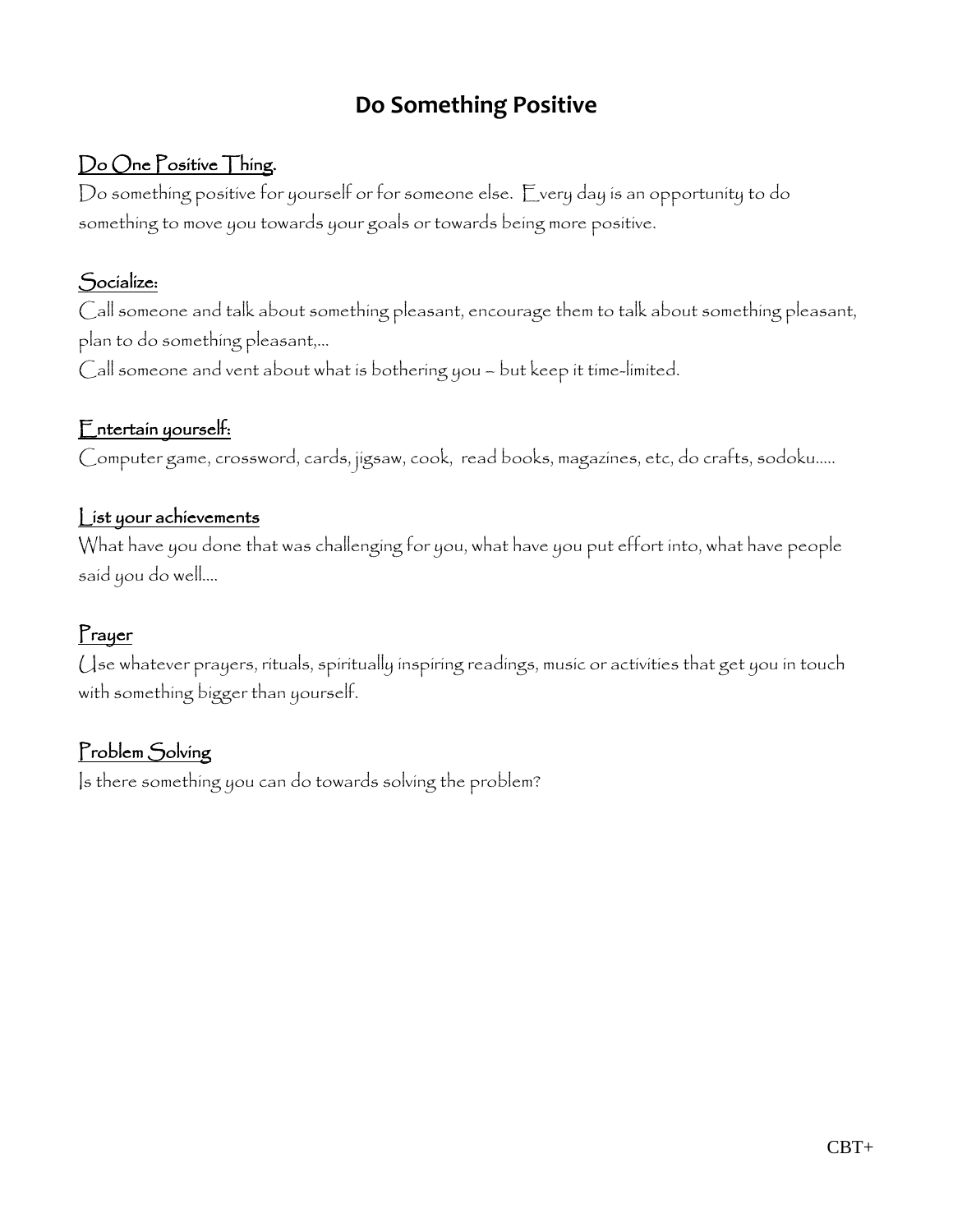# Do Something Positive

<u>Do One Positive Thing.</u>

Do something positive for yourself or for someone else.  Every day is an opportunity to do something to move you towards your goals or towards being more positive.

<u>Socialize:</u>

Call someone and talk about something pleasant, encourage them to talk about something pleasant, plan to do something pleasant,...

Call someone and vent about what is bothering you – but keep it time-limited.

<u>Entertain yourself:</u>

Computer game, crossword, cards, jigsaw, cook,  read books, magazines, etc, do crafts, sodoku.....

<u>List your achievements</u>

What have you done that was challenging for you, what have you put effort into, what have people said you do well....

<u>Prayer</u>

Use whatever prayers, rituals, spiritually inspiring readings, music or activities that get you in touch with something bigger than yourself.

<u>Problem Solving</u>

Is there something you can do towards solving the problem?

CBT+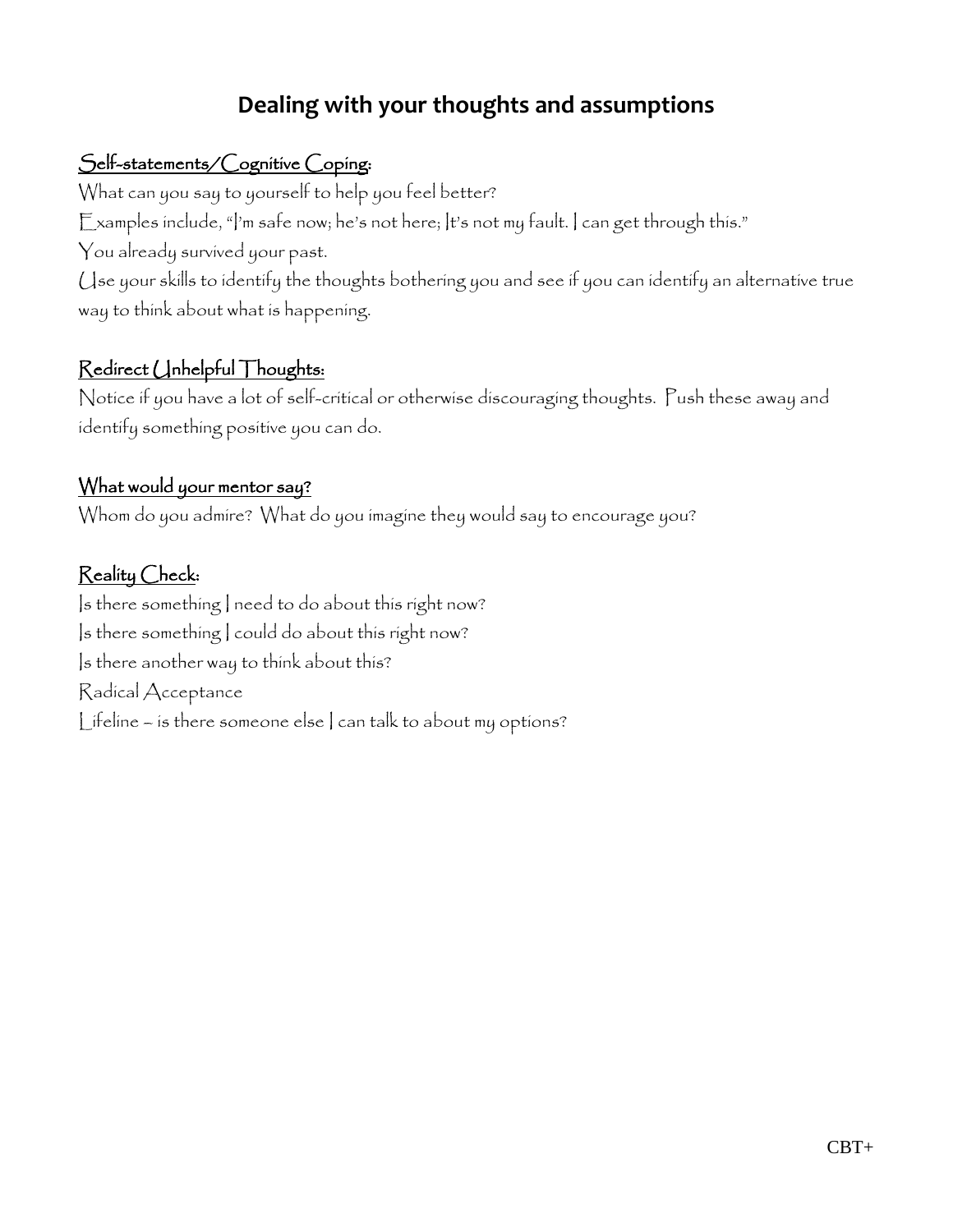# Dealing with your thoughts and assumptions

<u>Self-statements/Cognitive Coping:</u>

What can you say to yourself to help you feel better?

Examples include, "I'm safe now; he's not here; It's not my fault. I can get through this."

You already survived your past.

Use your skills to identify the thoughts bothering you and see if you can identify an alternative true way to think about what is happening.

<u>Redirect Unhelpful Thoughts:</u>

Notice if you have a lot of self-critical or otherwise discouraging thoughts. Push these away and identify something positive you can do.

<u>What would your mentor say?</u>

Whom do you admire? What do you imagine they would say to encourage you?

<u>Reality Check:</u>

Is there something I need to do about this right now?

Is there something I could do about this right now?

Is there another way to think about this?

Radical Acceptance

Lifeline – is there someone else I can talk to about my options?

CBT+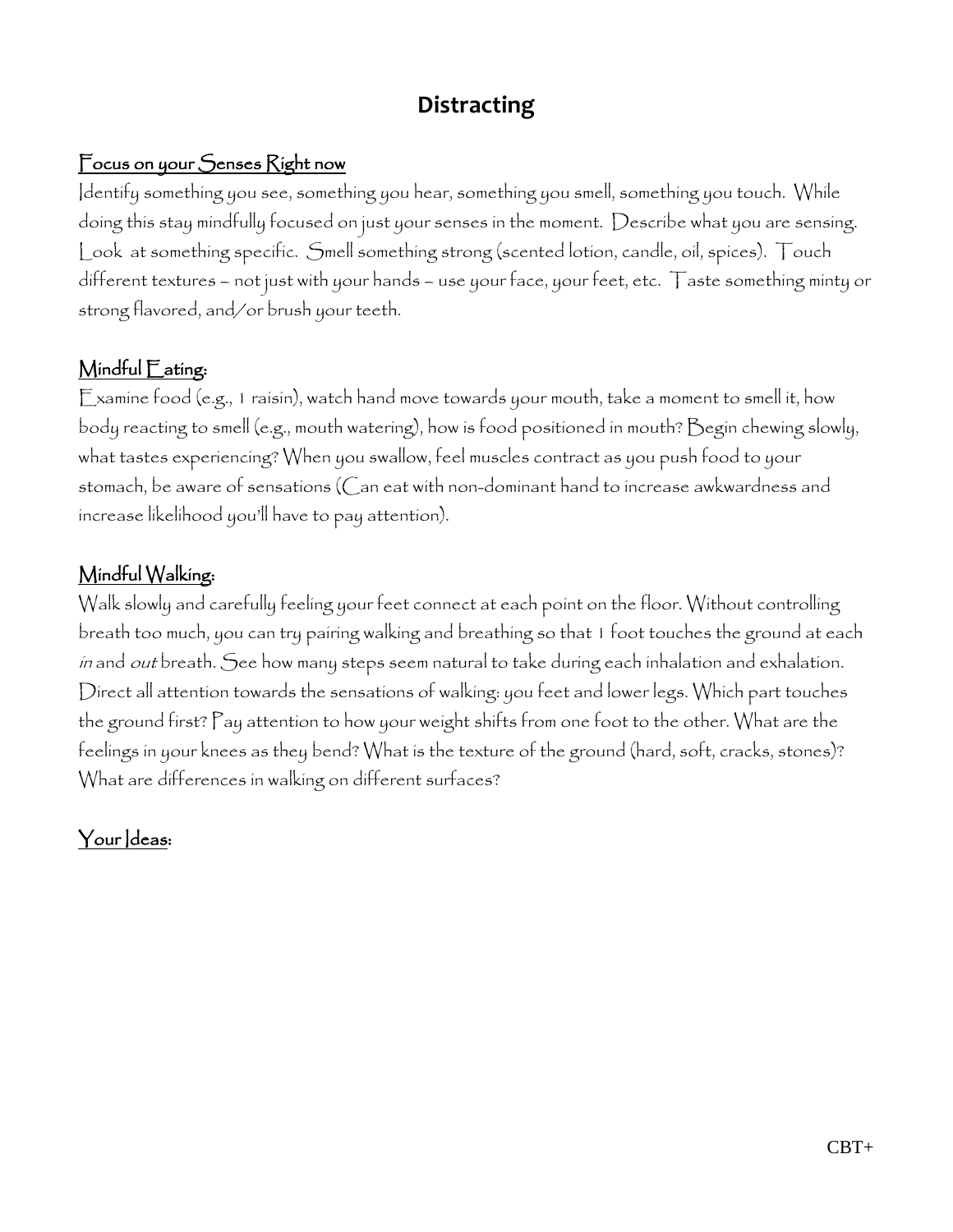# Distracting

**Focus on your Senses Right now**

Identify something you see, something you hear, something you smell, something you touch. While doing this stay mindfully focused on just your senses in the moment. Describe what you are sensing. Look at something specific. Smell something strong (scented lotion, candle, oil, spices). Touch different textures – not just with your hands – use your face, your feet, etc. Taste something minty or strong flavored, and/or brush your teeth.

**Mindful Eating:**

Examine food (e.g., 1 raisin), watch hand move towards your mouth, take a moment to smell it, how body reacting to smell (e.g., mouth watering), how is food positioned in mouth? Begin chewing slowly, what tastes experiencing? When you swallow, feel muscles contract as you push food to your stomach, be aware of sensations (Can eat with non-dominant hand to increase awkwardness and increase likelihood you'll have to pay attention).

**Mindful Walking:**

Walk slowly and carefully feeling your feet connect at each point on the floor. Without controlling breath too much, you can try pairing walking and breathing so that 1 foot touches the ground at each *in* and *out* breath. See how many steps seem natural to take during each inhalation and exhalation. Direct all attention towards the sensations of walking: you feet and lower legs. Which part touches the ground first? Pay attention to how your weight shifts from one foot to the other. What are the feelings in your knees as they bend? What is the texture of the ground (hard, soft, cracks, stones)? What are differences in walking on different surfaces?

**Your Ideas:**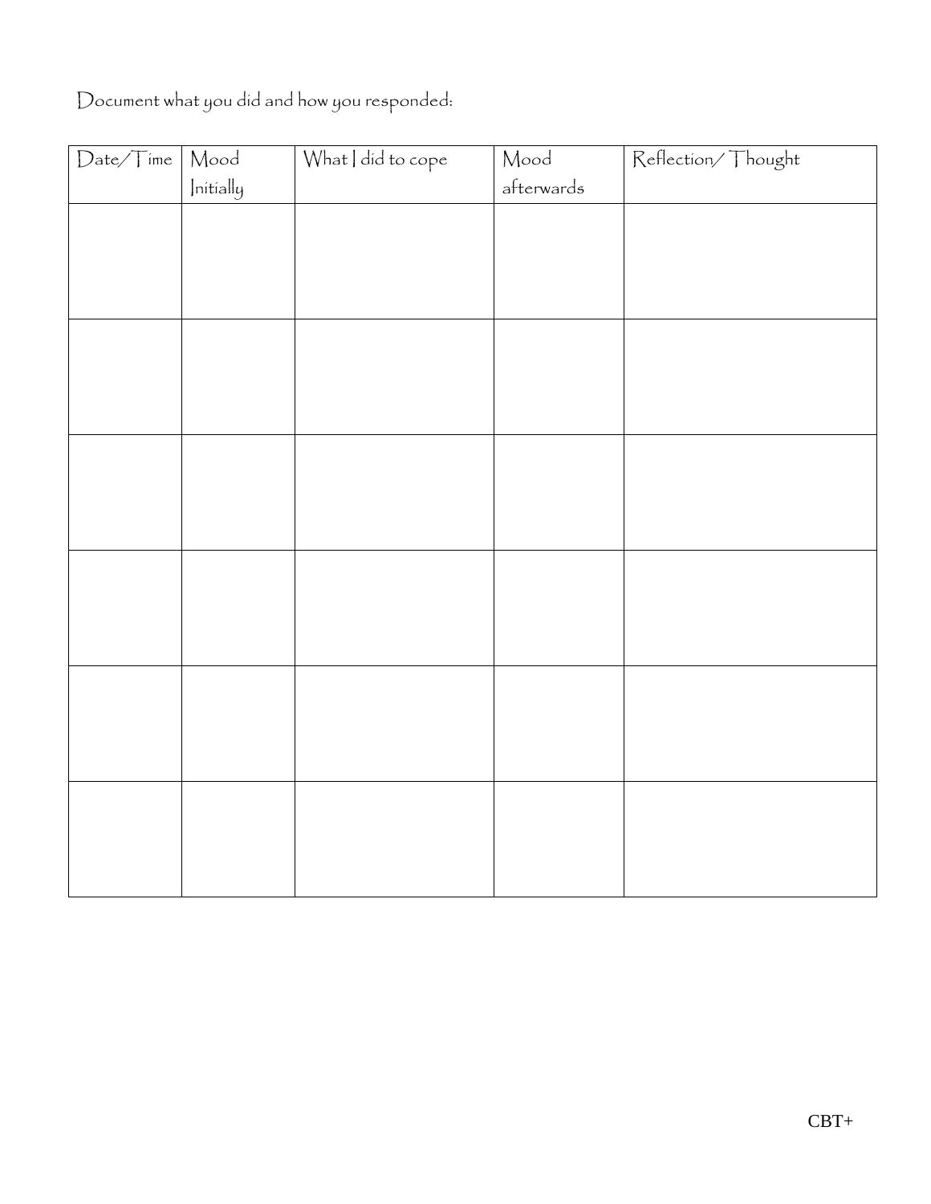Document what you did and how you responded:

| Date/Time | Mood Initially | What I did to cope | Mood afterwards | Reflection/ Thought |
| --- | --- | --- | --- | --- |
| | | | | |
| | | | | |
| | | | | |
| | | | | |
| | | | | |
| | | | | |

CBT+